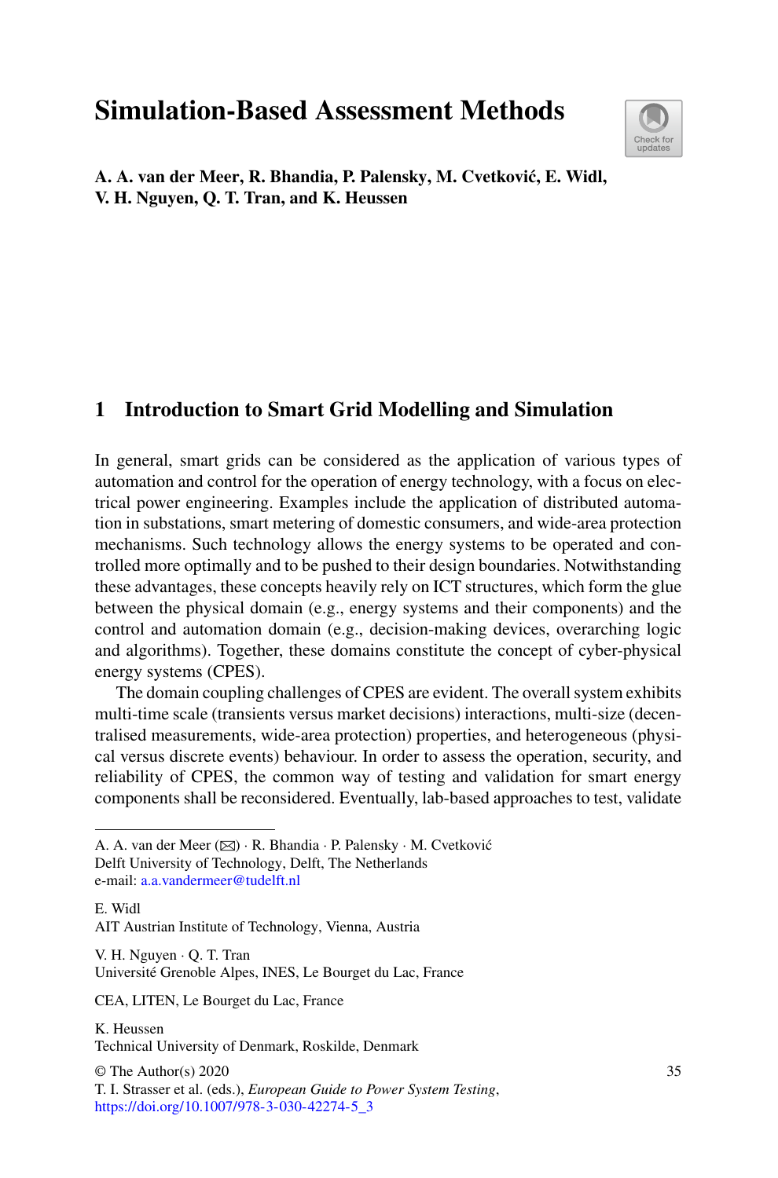# Simulation-Based Assessment Methods

**A. A. van der Meer, R. Bhandia, P. Palensky, M. Cvetković, E. Widl, V. H. Nguyen, Q. T. Tran, and K. Heussen**

## 1 Introduction to Smart Grid Modelling and Simulation

In general, smart grids can be considered as the application of various types of automation and control for the operation of energy technology, with a focus on electrical power engineering. Examples include the application of distributed automation in substations, smart metering of domestic consumers, and wide-area protection mechanisms. Such technology allows the energy systems to be operated and controlled more optimally and to be pushed to their design boundaries. Notwithstanding these advantages, these concepts heavily rely on ICT structures, which form the glue between the physical domain (e.g., energy systems and their components) and the control and automation domain (e.g., decision-making devices, overarching logic and algorithms). Together, these domains constitute the concept of cyber-physical energy systems (CPES).

The domain coupling challenges of CPES are evident. The overall system exhibits multi-time scale (transients versus market decisions) interactions, multi-size (decentralised measurements, wide-area protection) properties, and heterogeneous (physical versus discrete events) behaviour. In order to assess the operation, security, and reliability of CPES, the common way of testing and validation for smart energy components shall be reconsidered. Eventually, lab-based approaches to test, validate

---

A. A. van der Meer (✉) · R. Bhandia · P. Palensky · M. Cvetković
Delft University of Technology, Delft, The Netherlands
e-mail: a.a.vandermeer@tudelft.nl

E. Widl
AIT Austrian Institute of Technology, Vienna, Austria

V. H. Nguyen · Q. T. Tran
Université Grenoble Alpes, INES, Le Bourget du Lac, France

CEA, LITEN, Le Bourget du Lac, France

K. Heussen
Technical University of Denmark, Roskilde, Denmark

© The Author(s) 2020
T. I. Strasser et al. (eds.), *European Guide to Power System Testing*,
https://doi.org/10.1007/978-3-030-42274-5_3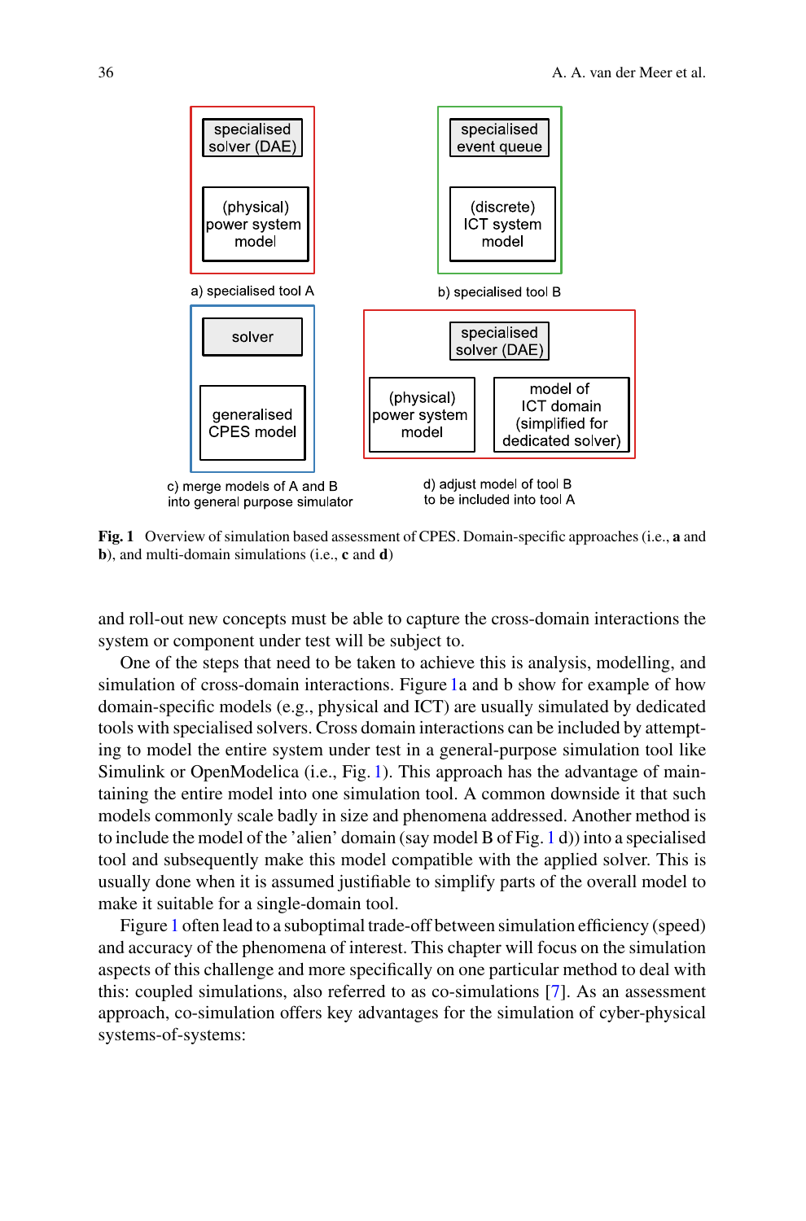a) specialised tool A

b) specialised tool B

c) merge models of A and B into general purpose simulator

d) adjust model of tool B to be included into tool A

**Fig. 1** Overview of simulation based assessment of CPES. Domain-specific approaches (i.e., **a** and **b**), and multi-domain simulations (i.e., **c** and **d**)

and roll-out new concepts must be able to capture the cross-domain interactions the system or component under test will be subject to.

One of the steps that need to be taken to achieve this is analysis, modelling, and simulation of cross-domain interactions. Figure 1a and b show for example of how domain-specific models (e.g., physical and ICT) are usually simulated by dedicated tools with specialised solvers. Cross domain interactions can be included by attempting to model the entire system under test in a general-purpose simulation tool like Simulink or OpenModelica (i.e., Fig. 1). This approach has the advantage of maintaining the entire model into one simulation tool. A common downside it that such models commonly scale badly in size and phenomena addressed. Another method is to include the model of the 'alien' domain (say model B of Fig. 1 d)) into a specialised tool and subsequently make this model compatible with the applied solver. This is usually done when it is assumed justifiable to simplify parts of the overall model to make it suitable for a single-domain tool.

Figure 1 often lead to a suboptimal trade-off between simulation efficiency (speed) and accuracy of the phenomena of interest. This chapter will focus on the simulation aspects of this challenge and more specifically on one particular method to deal with this: coupled simulations, also referred to as co-simulations [7]. As an assessment approach, co-simulation offers key advantages for the simulation of cyber-physical systems-of-systems: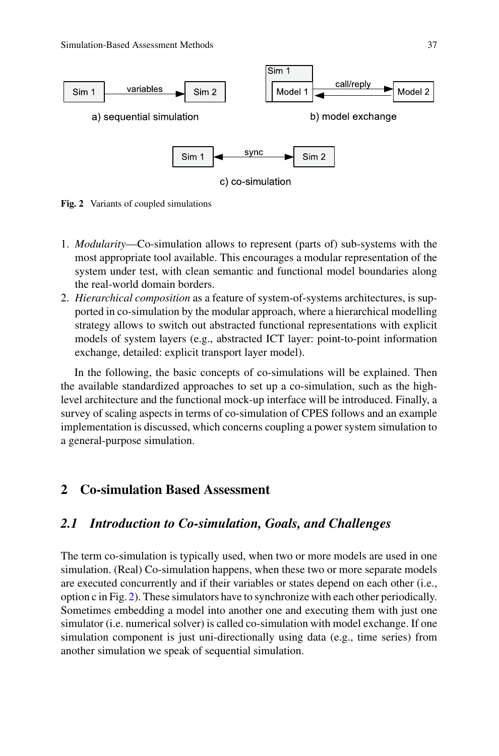Fig. 2 Variants of coupled simulations

1. *Modularity*—Co-simulation allows to represent (parts of) sub-systems with the most appropriate tool available. This encourages a modular representation of the system under test, with clean semantic and functional model boundaries along the real-world domain borders.
2. *Hierarchical composition* as a feature of system-of-systems architectures, is supported in co-simulation by the modular approach, where a hierarchical modelling strategy allows to switch out abstracted functional representations with explicit models of system layers (e.g., abstracted ICT layer: point-to-point information exchange, detailed: explicit transport layer model).

In the following, the basic concepts of co-simulations will be explained. Then the available standardized approaches to set up a co-simulation, such as the high-level architecture and the functional mock-up interface will be introduced. Finally, a survey of scaling aspects in terms of co-simulation of CPES follows and an example implementation is discussed, which concerns coupling a power system simulation to a general-purpose simulation.

## 2 Co-simulation Based Assessment

### *2.1 Introduction to Co-simulation, Goals, and Challenges*

The term co-simulation is typically used, when two or more models are used in one simulation. (Real) Co-simulation happens, when these two or more separate models are executed concurrently and if their variables or states depend on each other (i.e., option c in Fig. 2). These simulators have to synchronize with each other periodically. Sometimes embedding a model into another one and executing them with just one simulator (i.e. numerical solver) is called co-simulation with model exchange. If one simulation component is just uni-directionally using data (e.g., time series) from another simulation we speak of sequential simulation.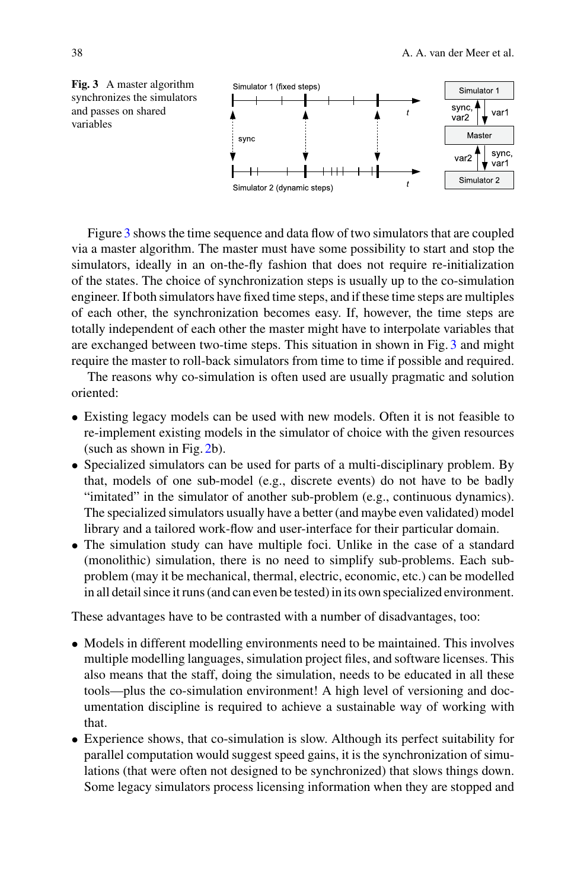**Fig. 3** A master algorithm synchronizes the simulators and passes on shared variables

Figure 3 shows the time sequence and data flow of two simulators that are coupled via a master algorithm. The master must have some possibility to start and stop the simulators, ideally in an on-the-fly fashion that does not require re-initialization of the states. The choice of synchronization steps is usually up to the co-simulation engineer. If both simulators have fixed time steps, and if these time steps are multiples of each other, the synchronization becomes easy. If, however, the time steps are totally independent of each other the master might have to interpolate variables that are exchanged between two-time steps. This situation in shown in Fig. 3 and might require the master to roll-back simulators from time to time if possible and required.

The reasons why co-simulation is often used are usually pragmatic and solution oriented:

- Existing legacy models can be used with new models. Often it is not feasible to re-implement existing models in the simulator of choice with the given resources (such as shown in Fig. 2b).
- Specialized simulators can be used for parts of a multi-disciplinary problem. By that, models of one sub-model (e.g., discrete events) do not have to be badly "imitated" in the simulator of another sub-problem (e.g., continuous dynamics). The specialized simulators usually have a better (and maybe even validated) model library and a tailored work-flow and user-interface for their particular domain.
- The simulation study can have multiple foci. Unlike in the case of a standard (monolithic) simulation, there is no need to simplify sub-problems. Each sub-problem (may it be mechanical, thermal, electric, economic, etc.) can be modelled in all detail since it runs (and can even be tested) in its own specialized environment.

These advantages have to be contrasted with a number of disadvantages, too:

- Models in different modelling environments need to be maintained. This involves multiple modelling languages, simulation project files, and software licenses. This also means that the staff, doing the simulation, needs to be educated in all these tools—plus the co-simulation environment! A high level of versioning and documentation discipline is required to achieve a sustainable way of working with that.
- Experience shows, that co-simulation is slow. Although its perfect suitability for parallel computation would suggest speed gains, it is the synchronization of simulations (that were often not designed to be synchronized) that slows things down. Some legacy simulators process licensing information when they are stopped and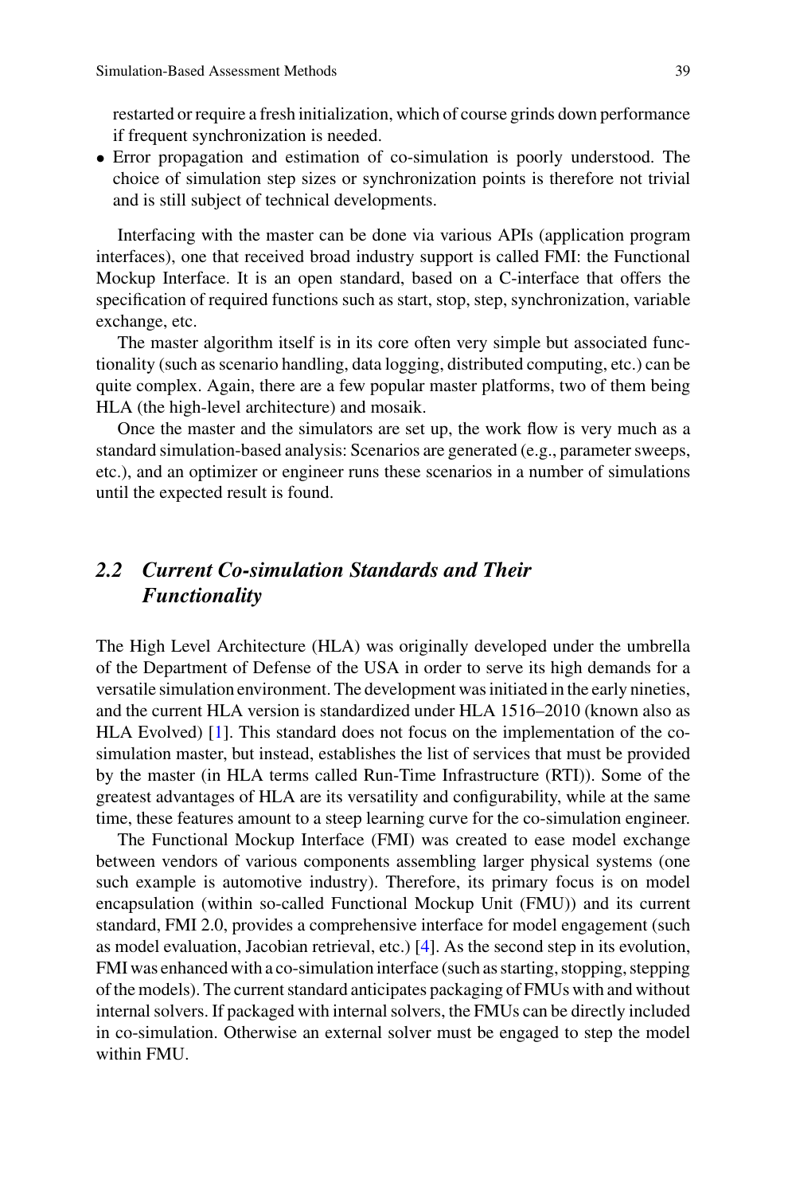restarted or require a fresh initialization, which of course grinds down performance if frequent synchronization is needed.

- Error propagation and estimation of co-simulation is poorly understood. The choice of simulation step sizes or synchronization points is therefore not trivial and is still subject of technical developments.

Interfacing with the master can be done via various APIs (application program interfaces), one that received broad industry support is called FMI: the Functional Mockup Interface. It is an open standard, based on a C-interface that offers the specification of required functions such as start, stop, step, synchronization, variable exchange, etc.

The master algorithm itself is in its core often very simple but associated functionality (such as scenario handling, data logging, distributed computing, etc.) can be quite complex. Again, there are a few popular master platforms, two of them being HLA (the high-level architecture) and mosaik.

Once the master and the simulators are set up, the work flow is very much as a standard simulation-based analysis: Scenarios are generated (e.g., parameter sweeps, etc.), and an optimizer or engineer runs these scenarios in a number of simulations until the expected result is found.

## *2.2 Current Co-simulation Standards and Their Functionality*

The High Level Architecture (HLA) was originally developed under the umbrella of the Department of Defense of the USA in order to serve its high demands for a versatile simulation environment. The development was initiated in the early nineties, and the current HLA version is standardized under HLA 1516–2010 (known also as HLA Evolved) [1]. This standard does not focus on the implementation of the co-simulation master, but instead, establishes the list of services that must be provided by the master (in HLA terms called Run-Time Infrastructure (RTI)). Some of the greatest advantages of HLA are its versatility and configurability, while at the same time, these features amount to a steep learning curve for the co-simulation engineer.

The Functional Mockup Interface (FMI) was created to ease model exchange between vendors of various components assembling larger physical systems (one such example is automotive industry). Therefore, its primary focus is on model encapsulation (within so-called Functional Mockup Unit (FMU)) and its current standard, FMI 2.0, provides a comprehensive interface for model engagement (such as model evaluation, Jacobian retrieval, etc.) [4]. As the second step in its evolution, FMI was enhanced with a co-simulation interface (such as starting, stopping, stepping of the models). The current standard anticipates packaging of FMUs with and without internal solvers. If packaged with internal solvers, the FMUs can be directly included in co-simulation. Otherwise an external solver must be engaged to step the model within FMU.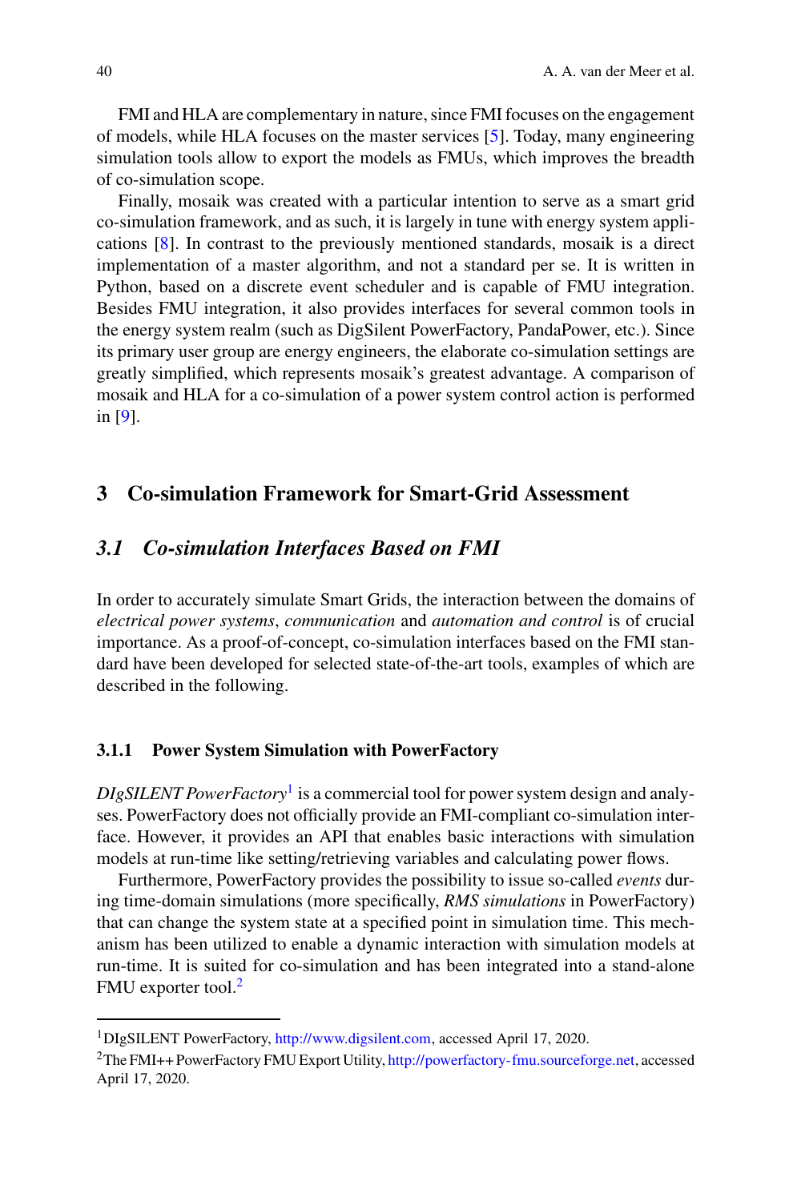FMI and HLA are complementary in nature, since FMI focuses on the engagement of models, while HLA focuses on the master services [5]. Today, many engineering simulation tools allow to export the models as FMUs, which improves the breadth of co-simulation scope.

Finally, mosaik was created with a particular intention to serve as a smart grid co-simulation framework, and as such, it is largely in tune with energy system applications [8]. In contrast to the previously mentioned standards, mosaik is a direct implementation of a master algorithm, and not a standard per se. It is written in Python, based on a discrete event scheduler and is capable of FMU integration. Besides FMU integration, it also provides interfaces for several common tools in the energy system realm (such as DigSilent PowerFactory, PandaPower, etc.). Since its primary user group are energy engineers, the elaborate co-simulation settings are greatly simplified, which represents mosaik's greatest advantage. A comparison of mosaik and HLA for a co-simulation of a power system control action is performed in [9].

## 3 Co-simulation Framework for Smart-Grid Assessment

### *3.1 Co-simulation Interfaces Based on FMI*

In order to accurately simulate Smart Grids, the interaction between the domains of *electrical power systems*, *communication* and *automation and control* is of crucial importance. As a proof-of-concept, co-simulation interfaces based on the FMI standard have been developed for selected state-of-the-art tools, examples of which are described in the following.

#### 3.1.1 Power System Simulation with PowerFactory

*DIgSILENT PowerFactory*[1] is a commercial tool for power system design and analyses. PowerFactory does not officially provide an FMI-compliant co-simulation interface. However, it provides an API that enables basic interactions with simulation models at run-time like setting/retrieving variables and calculating power flows.

Furthermore, PowerFactory provides the possibility to issue so-called *events* during time-domain simulations (more specifically, *RMS simulations* in PowerFactory) that can change the system state at a specified point in simulation time. This mechanism has been utilized to enable a dynamic interaction with simulation models at run-time. It is suited for co-simulation and has been integrated into a stand-alone FMU exporter tool.[2]

---

[1] DIgSILENT PowerFactory, http://www.digsilent.com, accessed April 17, 2020.

[2] The FMI++ PowerFactory FMU Export Utility, http://powerfactory-fmu.sourceforge.net, accessed April 17, 2020.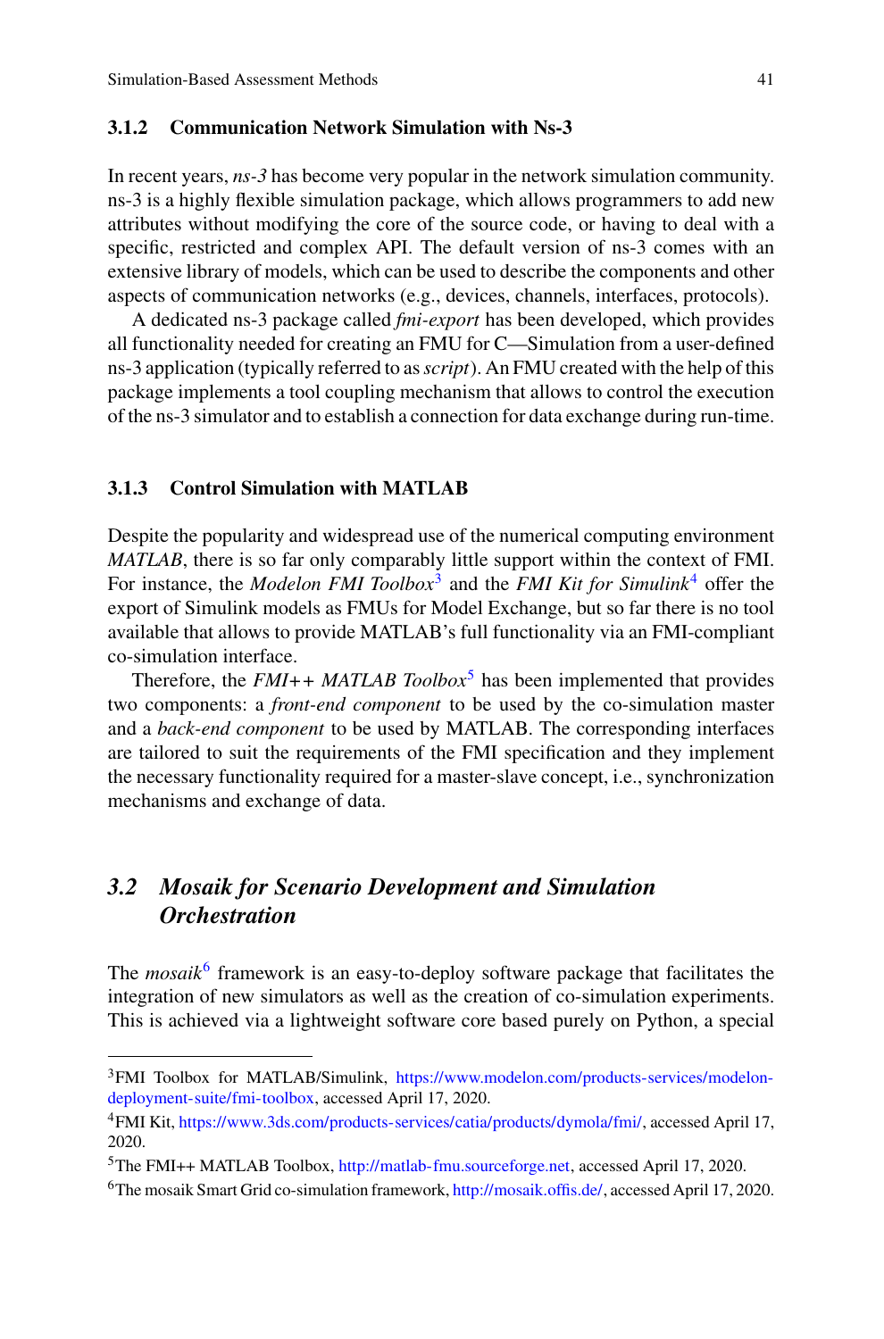### 3.1.2 Communication Network Simulation with Ns-3

In recent years, *ns-3* has become very popular in the network simulation community. ns-3 is a highly flexible simulation package, which allows programmers to add new attributes without modifying the core of the source code, or having to deal with a specific, restricted and complex API. The default version of ns-3 comes with an extensive library of models, which can be used to describe the components and other aspects of communication networks (e.g., devices, channels, interfaces, protocols).

A dedicated ns-3 package called *fmi-export* has been developed, which provides all functionality needed for creating an FMU for C—Simulation from a user-defined ns-3 application (typically referred to as *script*). An FMU created with the help of this package implements a tool coupling mechanism that allows to control the execution of the ns-3 simulator and to establish a connection for data exchange during run-time.

### 3.1.3 Control Simulation with MATLAB

Despite the popularity and widespread use of the numerical computing environment *MATLAB*, there is so far only comparably little support within the context of FMI. For instance, the *Modelon FMI Toolbox*[3] and the *FMI Kit for Simulink*[4] offer the export of Simulink models as FMUs for Model Exchange, but so far there is no tool available that allows to provide MATLAB's full functionality via an FMI-compliant co-simulation interface.

Therefore, the *FMI++ MATLAB Toolbox*[5] has been implemented that provides two components: a *front-end component* to be used by the co-simulation master and a *back-end component* to be used by MATLAB. The corresponding interfaces are tailored to suit the requirements of the FMI specification and they implement the necessary functionality required for a master-slave concept, i.e., synchronization mechanisms and exchange of data.

## *3.2 Mosaik for Scenario Development and Simulation Orchestration*

The *mosaik*[6] framework is an easy-to-deploy software package that facilitates the integration of new simulators as well as the creation of co-simulation experiments. This is achieved via a lightweight software core based purely on Python, a special

---

[3] FMI Toolbox for MATLAB/Simulink, https://www.modelon.com/products-services/modelon-deployment-suite/fmi-toolbox, accessed April 17, 2020.

[4] FMI Kit, https://www.3ds.com/products-services/catia/products/dymola/fmi/, accessed April 17, 2020.

[5] The FMI++ MATLAB Toolbox, http://matlab-fmu.sourceforge.net, accessed April 17, 2020.

[6] The mosaik Smart Grid co-simulation framework, http://mosaik.offis.de/, accessed April 17, 2020.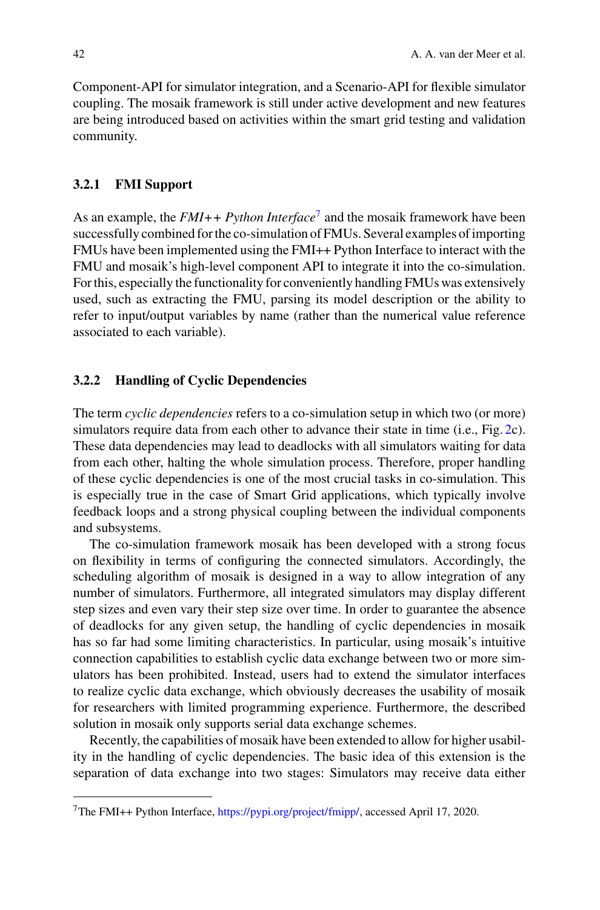Component-API for simulator integration, and a Scenario-API for flexible simulator coupling. The mosaik framework is still under active development and new features are being introduced based on activities within the smart grid testing and validation community.

### 3.2.1 FMI Support

As an example, the *FMI++ Python Interface*[7] and the mosaik framework have been successfully combined for the co-simulation of FMUs. Several examples of importing FMUs have been implemented using the FMI++ Python Interface to interact with the FMU and mosaik's high-level component API to integrate it into the co-simulation. For this, especially the functionality for conveniently handling FMUs was extensively used, such as extracting the FMU, parsing its model description or the ability to refer to input/output variables by name (rather than the numerical value reference associated to each variable).

### 3.2.2 Handling of Cyclic Dependencies

The term *cyclic dependencies* refers to a co-simulation setup in which two (or more) simulators require data from each other to advance their state in time (i.e., Fig. 2c). These data dependencies may lead to deadlocks with all simulators waiting for data from each other, halting the whole simulation process. Therefore, proper handling of these cyclic dependencies is one of the most crucial tasks in co-simulation. This is especially true in the case of Smart Grid applications, which typically involve feedback loops and a strong physical coupling between the individual components and subsystems.

The co-simulation framework mosaik has been developed with a strong focus on flexibility in terms of configuring the connected simulators. Accordingly, the scheduling algorithm of mosaik is designed in a way to allow integration of any number of simulators. Furthermore, all integrated simulators may display different step sizes and even vary their step size over time. In order to guarantee the absence of deadlocks for any given setup, the handling of cyclic dependencies in mosaik has so far had some limiting characteristics. In particular, using mosaik's intuitive connection capabilities to establish cyclic data exchange between two or more simulators has been prohibited. Instead, users had to extend the simulator interfaces to realize cyclic data exchange, which obviously decreases the usability of mosaik for researchers with limited programming experience. Furthermore, the described solution in mosaik only supports serial data exchange schemes.

Recently, the capabilities of mosaik have been extended to allow for higher usability in the handling of cyclic dependencies. The basic idea of this extension is the separation of data exchange into two stages: Simulators may receive data either

[7] The FMI++ Python Interface, https://pypi.org/project/fmipp/, accessed April 17, 2020.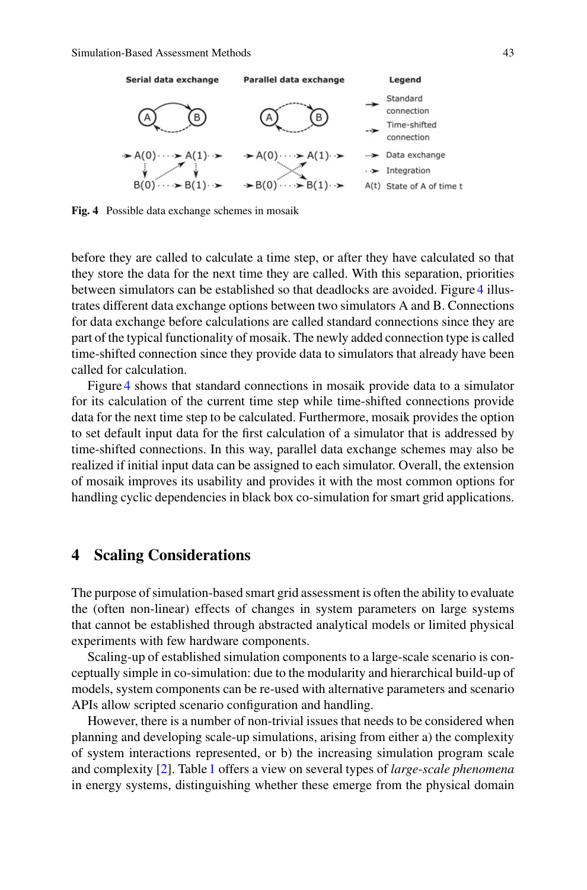Fig. 4 Possible data exchange schemes in mosaik

before they are called to calculate a time step, or after they have calculated so that they store the data for the next time they are called. With this separation, priorities between simulators can be established so that deadlocks are avoided. Figure 4 illustrates different data exchange options between two simulators A and B. Connections for data exchange before calculations are called standard connections since they are part of the typical functionality of mosaik. The newly added connection type is called time-shifted connection since they provide data to simulators that already have been called for calculation.

Figure 4 shows that standard connections in mosaik provide data to a simulator for its calculation of the current time step while time-shifted connections provide data for the next time step to be calculated. Furthermore, mosaik provides the option to set default input data for the first calculation of a simulator that is addressed by time-shifted connections. In this way, parallel data exchange schemes may also be realized if initial input data can be assigned to each simulator. Overall, the extension of mosaik improves its usability and provides it with the most common options for handling cyclic dependencies in black box co-simulation for smart grid applications.

## 4 Scaling Considerations

The purpose of simulation-based smart grid assessment is often the ability to evaluate the (often non-linear) effects of changes in system parameters on large systems that cannot be established through abstracted analytical models or limited physical experiments with few hardware components.

Scaling-up of established simulation components to a large-scale scenario is conceptually simple in co-simulation: due to the modularity and hierarchical build-up of models, system components can be re-used with alternative parameters and scenario APIs allow scripted scenario configuration and handling.

However, there is a number of non-trivial issues that needs to be considered when planning and developing scale-up simulations, arising from either a) the complexity of system interactions represented, or b) the increasing simulation program scale and complexity [2]. Table 1 offers a view on several types of *large-scale phenomena* in energy systems, distinguishing whether these emerge from the physical domain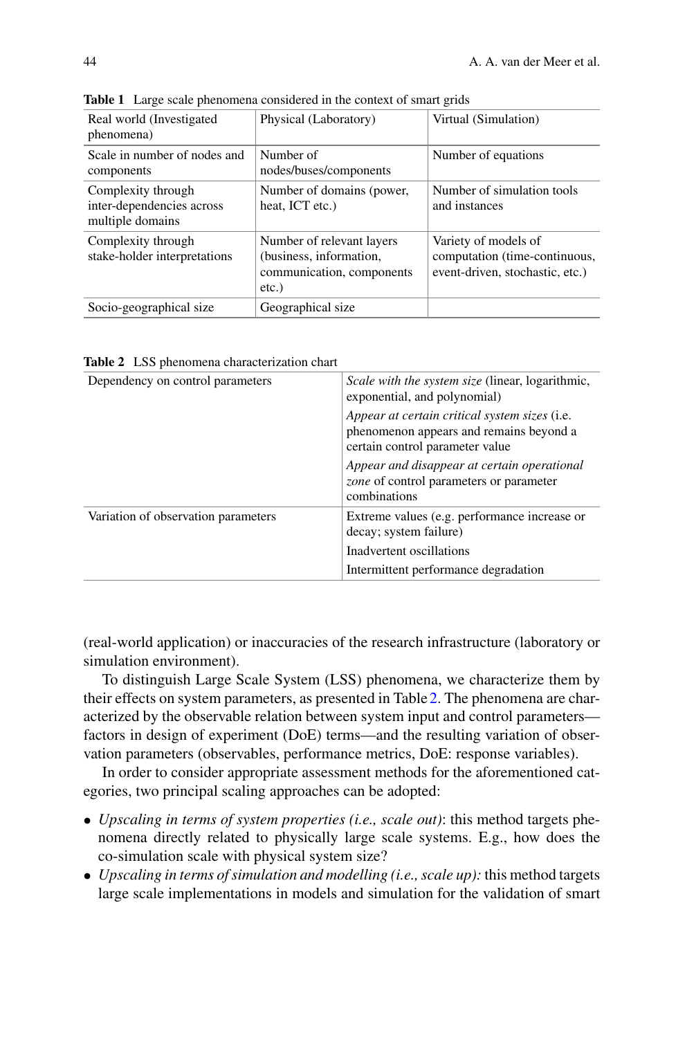**Table 1** Large scale phenomena considered in the context of smart grids

| Real world (Investigated phenomena) | Physical (Laboratory) | Virtual (Simulation) |
|---|---|---|
| Scale in number of nodes and components | Number of nodes/buses/components | Number of equations |
| Complexity through inter-dependencies across multiple domains | Number of domains (power, heat, ICT etc.) | Number of simulation tools and instances |
| Complexity through stake-holder interpretations | Number of relevant layers (business, information, communication, components etc.) | Variety of models of computation (time-continuous, event-driven, stochastic, etc.) |
| Socio-geographical size | Geographical size | |

**Table 2** LSS phenomena characterization chart

| | |
|---|---|
| Dependency on control parameters | *Scale with the system size* (linear, logarithmic, exponential, and polynomial) |
| | *Appear at certain critical system sizes* (i.e. phenomenon appears and remains beyond a certain control parameter value |
| | *Appear and disappear at certain operational zone* of control parameters or parameter combinations |
| Variation of observation parameters | Extreme values (e.g. performance increase or decay; system failure) |
| | Inadvertent oscillations |
| | Intermittent performance degradation |

(real-world application) or inaccuracies of the research infrastructure (laboratory or simulation environment).

To distinguish Large Scale System (LSS) phenomena, we characterize them by their effects on system parameters, as presented in Table 2. The phenomena are characterized by the observable relation between system input and control parameters—factors in design of experiment (DoE) terms—and the resulting variation of observation parameters (observables, performance metrics, DoE: response variables).

In order to consider appropriate assessment methods for the aforementioned categories, two principal scaling approaches can be adopted:

- *Upscaling in terms of system properties (i.e., scale out)*: this method targets phenomena directly related to physically large scale systems. E.g., how does the co-simulation scale with physical system size?
- *Upscaling in terms of simulation and modelling (i.e., scale up):* this method targets large scale implementations in models and simulation for the validation of smart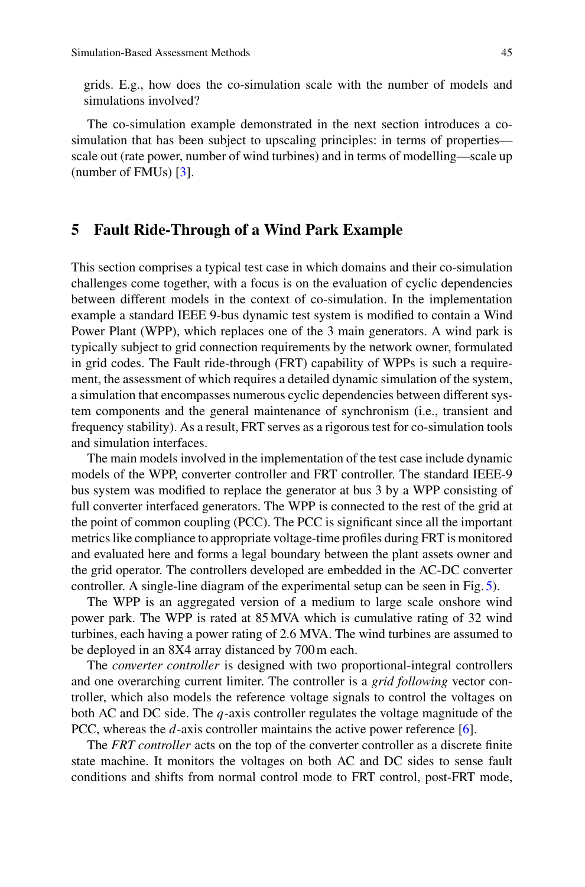grids. E.g., how does the co-simulation scale with the number of models and simulations involved?

The co-simulation example demonstrated in the next section introduces a co-simulation that has been subject to upscaling principles: in terms of properties—scale out (rate power, number of wind turbines) and in terms of modelling—scale up (number of FMUs) [3].

## 5 Fault Ride-Through of a Wind Park Example

This section comprises a typical test case in which domains and their co-simulation challenges come together, with a focus is on the evaluation of cyclic dependencies between different models in the context of co-simulation. In the implementation example a standard IEEE 9-bus dynamic test system is modified to contain a Wind Power Plant (WPP), which replaces one of the 3 main generators. A wind park is typically subject to grid connection requirements by the network owner, formulated in grid codes. The Fault ride-through (FRT) capability of WPPs is such a requirement, the assessment of which requires a detailed dynamic simulation of the system, a simulation that encompasses numerous cyclic dependencies between different system components and the general maintenance of synchronism (i.e., transient and frequency stability). As a result, FRT serves as a rigorous test for co-simulation tools and simulation interfaces.

The main models involved in the implementation of the test case include dynamic models of the WPP, converter controller and FRT controller. The standard IEEE-9 bus system was modified to replace the generator at bus 3 by a WPP consisting of full converter interfaced generators. The WPP is connected to the rest of the grid at the point of common coupling (PCC). The PCC is significant since all the important metrics like compliance to appropriate voltage-time profiles during FRT is monitored and evaluated here and forms a legal boundary between the plant assets owner and the grid operator. The controllers developed are embedded in the AC-DC converter controller. A single-line diagram of the experimental setup can be seen in Fig. 5).

The WPP is an aggregated version of a medium to large scale onshore wind power park. The WPP is rated at 85 MVA which is cumulative rating of 32 wind turbines, each having a power rating of 2.6 MVA. The wind turbines are assumed to be deployed in an 8X4 array distanced by 700 m each.

The *converter controller* is designed with two proportional-integral controllers and one overarching current limiter. The controller is a *grid following* vector controller, which also models the reference voltage signals to control the voltages on both AC and DC side. The $q$-axis controller regulates the voltage magnitude of the PCC, whereas the $d$-axis controller maintains the active power reference [6].

The *FRT controller* acts on the top of the converter controller as a discrete finite state machine. It monitors the voltages on both AC and DC sides to sense fault conditions and shifts from normal control mode to FRT control, post-FRT mode,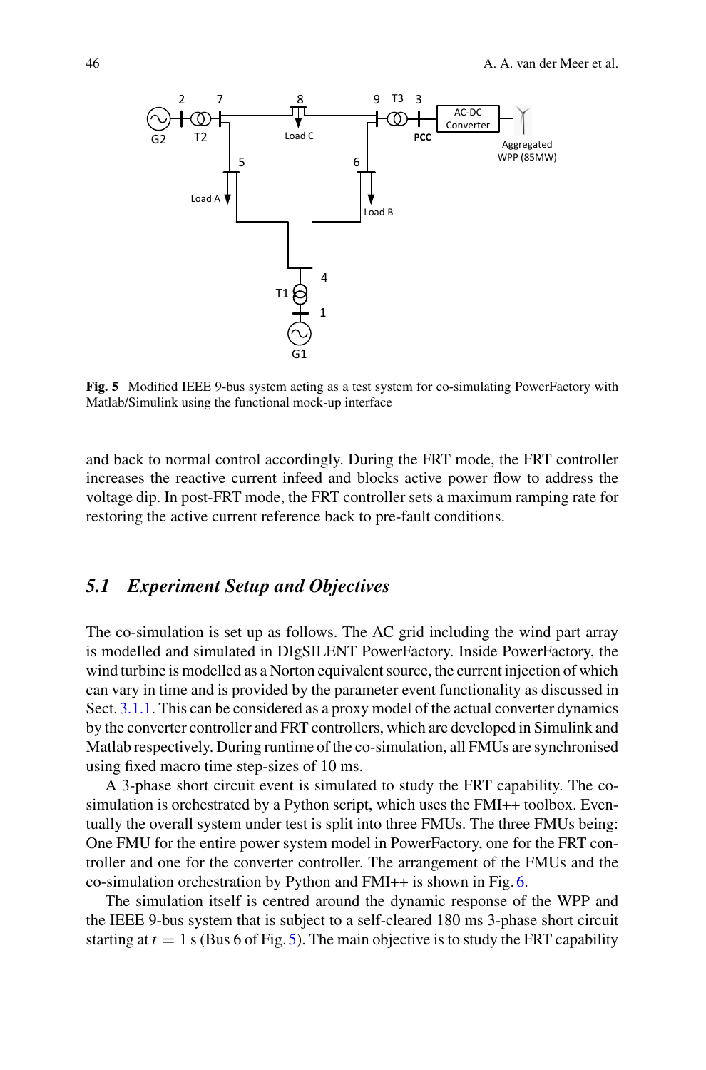**Fig. 5** Modified IEEE 9-bus system acting as a test system for co-simulating PowerFactory with Matlab/Simulink using the functional mock-up interface

and back to normal control accordingly. During the FRT mode, the FRT controller increases the reactive current infeed and blocks active power flow to address the voltage dip. In post-FRT mode, the FRT controller sets a maximum ramping rate for restoring the active current reference back to pre-fault conditions.

### *5.1 Experiment Setup and Objectives*

The co-simulation is set up as follows. The AC grid including the wind part array is modelled and simulated in DIgSILENT PowerFactory. Inside PowerFactory, the wind turbine is modelled as a Norton equivalent source, the current injection of which can vary in time and is provided by the parameter event functionality as discussed in Sect. 3.1.1. This can be considered as a proxy model of the actual converter dynamics by the converter controller and FRT controllers, which are developed in Simulink and Matlab respectively. During runtime of the co-simulation, all FMUs are synchronised using fixed macro time step-sizes of 10 ms.

A 3-phase short circuit event is simulated to study the FRT capability. The co-simulation is orchestrated by a Python script, which uses the FMI++ toolbox. Eventually the overall system under test is split into three FMUs. The three FMUs being: One FMU for the entire power system model in PowerFactory, one for the FRT controller and one for the converter controller. The arrangement of the FMUs and the co-simulation orchestration by Python and FMI++ is shown in Fig. 6.

The simulation itself is centred around the dynamic response of the WPP and the IEEE 9-bus system that is subject to a self-cleared 180 ms 3-phase short circuit starting at $t = 1$ s (Bus 6 of Fig. 5). The main objective is to study the FRT capability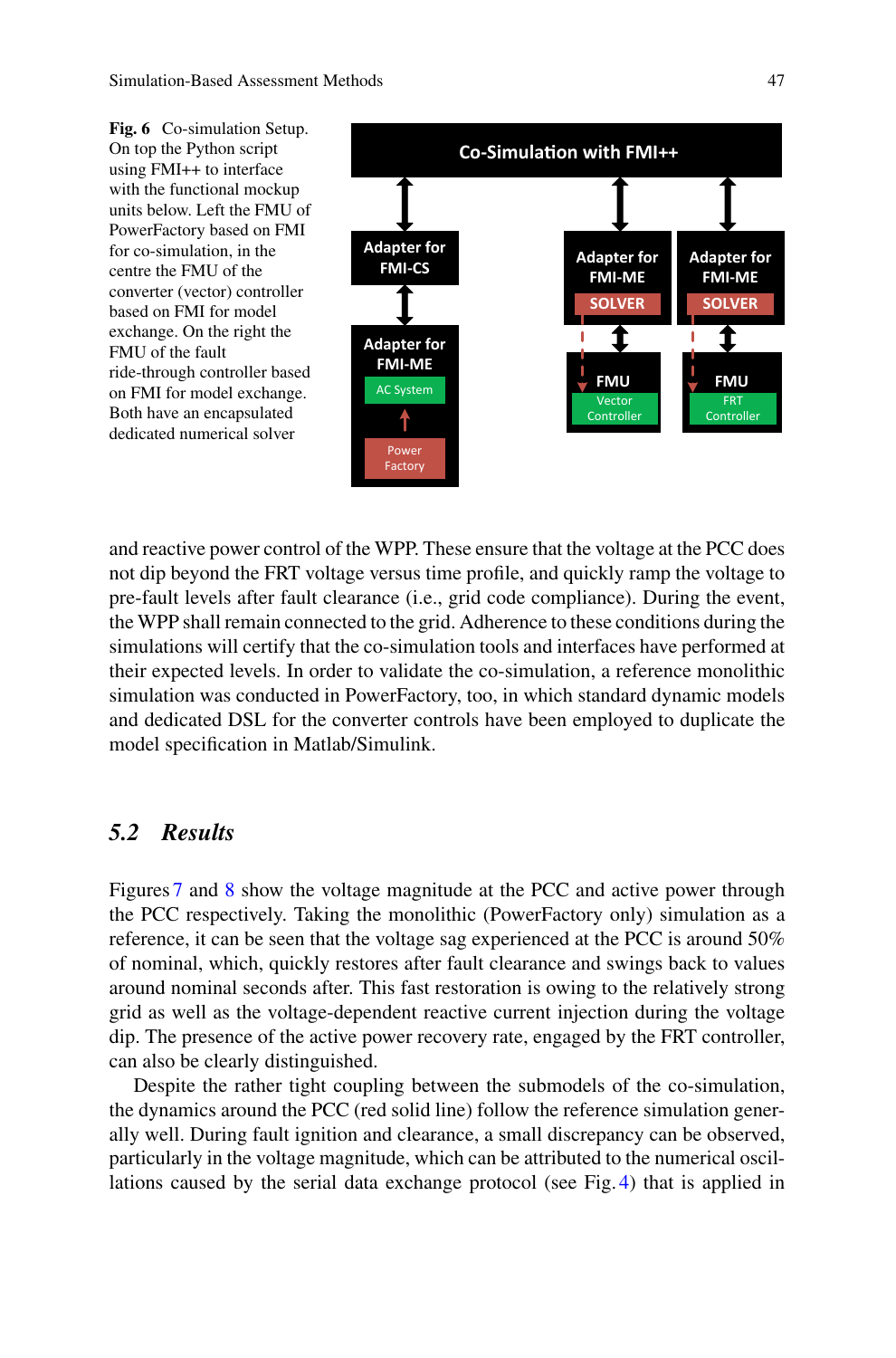**Fig. 6** Co-simulation Setup. On top the Python script using FMI++ to interface with the functional mockup units below. Left the FMU of PowerFactory based on FMI for co-simulation, in the centre the FMU of the converter (vector) controller based on FMI for model exchange. On the right the FMU of the fault ride-through controller based on FMI for model exchange. Both have an encapsulated dedicated numerical solver

and reactive power control of the WPP. These ensure that the voltage at the PCC does not dip beyond the FRT voltage versus time profile, and quickly ramp the voltage to pre-fault levels after fault clearance (i.e., grid code compliance). During the event, the WPP shall remain connected to the grid. Adherence to these conditions during the simulations will certify that the co-simulation tools and interfaces have performed at their expected levels. In order to validate the co-simulation, a reference monolithic simulation was conducted in PowerFactory, too, in which standard dynamic models and dedicated DSL for the converter controls have been employed to duplicate the model specification in Matlab/Simulink.

## *5.2 Results*

Figures 7 and 8 show the voltage magnitude at the PCC and active power through the PCC respectively. Taking the monolithic (PowerFactory only) simulation as a reference, it can be seen that the voltage sag experienced at the PCC is around 50% of nominal, which, quickly restores after fault clearance and swings back to values around nominal seconds after. This fast restoration is owing to the relatively strong grid as well as the voltage-dependent reactive current injection during the voltage dip. The presence of the active power recovery rate, engaged by the FRT controller, can also be clearly distinguished.

Despite the rather tight coupling between the submodels of the co-simulation, the dynamics around the PCC (red solid line) follow the reference simulation generally well. During fault ignition and clearance, a small discrepancy can be observed, particularly in the voltage magnitude, which can be attributed to the numerical oscillations caused by the serial data exchange protocol (see Fig. 4) that is applied in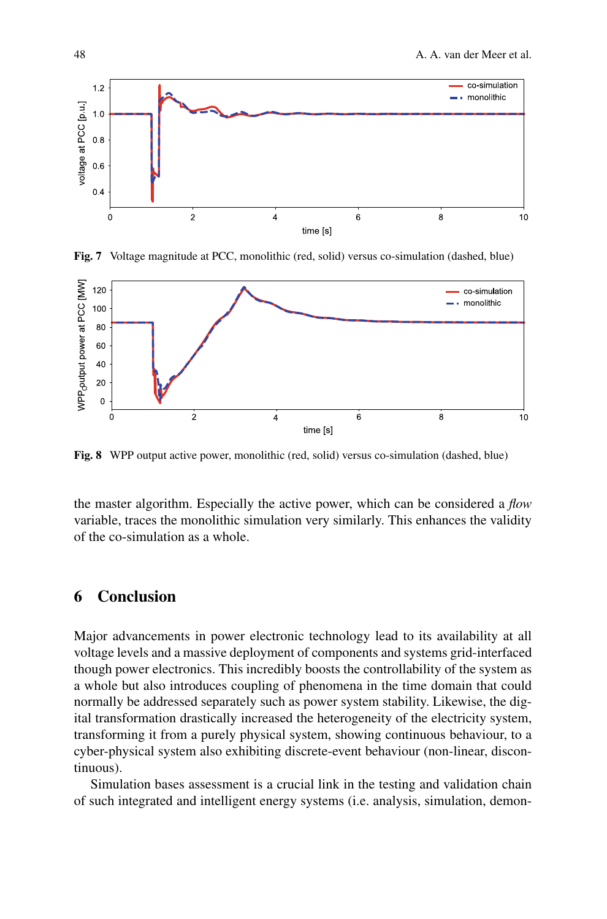Fig. 7 Voltage magnitude at PCC, monolithic (red, solid) versus co-simulation (dashed, blue)

Fig. 8 WPP output active power, monolithic (red, solid) versus co-simulation (dashed, blue)

the master algorithm. Especially the active power, which can be considered a *flow* variable, traces the monolithic simulation very similarly. This enhances the validity of the co-simulation as a whole.

## 6 Conclusion

Major advancements in power electronic technology lead to its availability at all voltage levels and a massive deployment of components and systems grid-interfaced though power electronics. This incredibly boosts the controllability of the system as a whole but also introduces coupling of phenomena in the time domain that could normally be addressed separately such as power system stability. Likewise, the digital transformation drastically increased the heterogeneity of the electricity system, transforming it from a purely physical system, showing continuous behaviour, to a cyber-physical system also exhibiting discrete-event behaviour (non-linear, discontinuous).

Simulation bases assessment is a crucial link in the testing and validation chain of such integrated and intelligent energy systems (i.e. analysis, simulation, demon-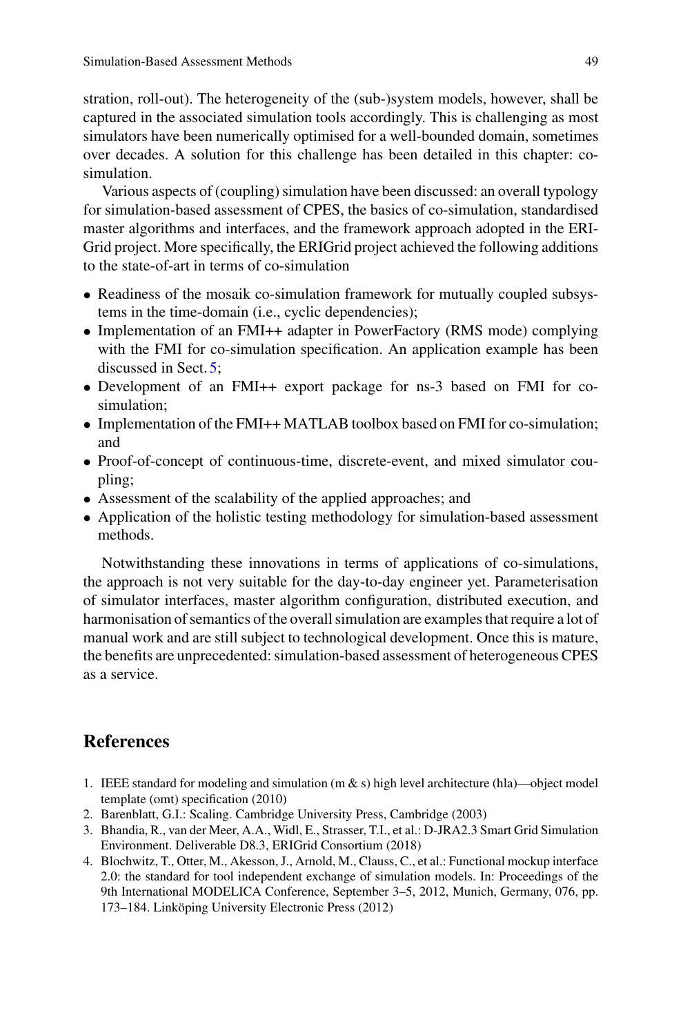stration, roll-out). The heterogeneity of the (sub-)system models, however, shall be captured in the associated simulation tools accordingly. This is challenging as most simulators have been numerically optimised for a well-bounded domain, sometimes over decades. A solution for this challenge has been detailed in this chapter: co-simulation.

Various aspects of (coupling) simulation have been discussed: an overall typology for simulation-based assessment of CPES, the basics of co-simulation, standardised master algorithms and interfaces, and the framework approach adopted in the ERI-Grid project. More specifically, the ERIGrid project achieved the following additions to the state-of-art in terms of co-simulation

- Readiness of the mosaik co-simulation framework for mutually coupled subsystems in the time-domain (i.e., cyclic dependencies);
- Implementation of an FMI++ adapter in PowerFactory (RMS mode) complying with the FMI for co-simulation specification. An application example has been discussed in Sect. 5;
- Development of an FMI++ export package for ns-3 based on FMI for co-simulation;
- Implementation of the FMI++ MATLAB toolbox based on FMI for co-simulation; and
- Proof-of-concept of continuous-time, discrete-event, and mixed simulator coupling;
- Assessment of the scalability of the applied approaches; and
- Application of the holistic testing methodology for simulation-based assessment methods.

Notwithstanding these innovations in terms of applications of co-simulations, the approach is not very suitable for the day-to-day engineer yet. Parameterisation of simulator interfaces, master algorithm configuration, distributed execution, and harmonisation of semantics of the overall simulation are examples that require a lot of manual work and are still subject to technological development. Once this is mature, the benefits are unprecedented: simulation-based assessment of heterogeneous CPES as a service.

## References

1. IEEE standard for modeling and simulation (m & s) high level architecture (hla)—object model template (omt) specification (2010)
2. Barenblatt, G.I.: Scaling. Cambridge University Press, Cambridge (2003)
3. Bhandia, R., van der Meer, A.A., Widl, E., Strasser, T.I., et al.: D-JRA2.3 Smart Grid Simulation Environment. Deliverable D8.3, ERIGrid Consortium (2018)
4. Blochwitz, T., Otter, M., Akesson, J., Arnold, M., Clauss, C., et al.: Functional mockup interface 2.0: the standard for tool independent exchange of simulation models. In: Proceedings of the 9th International MODELICA Conference, September 3–5, 2012, Munich, Germany, 076, pp. 173–184. Linköping University Electronic Press (2012)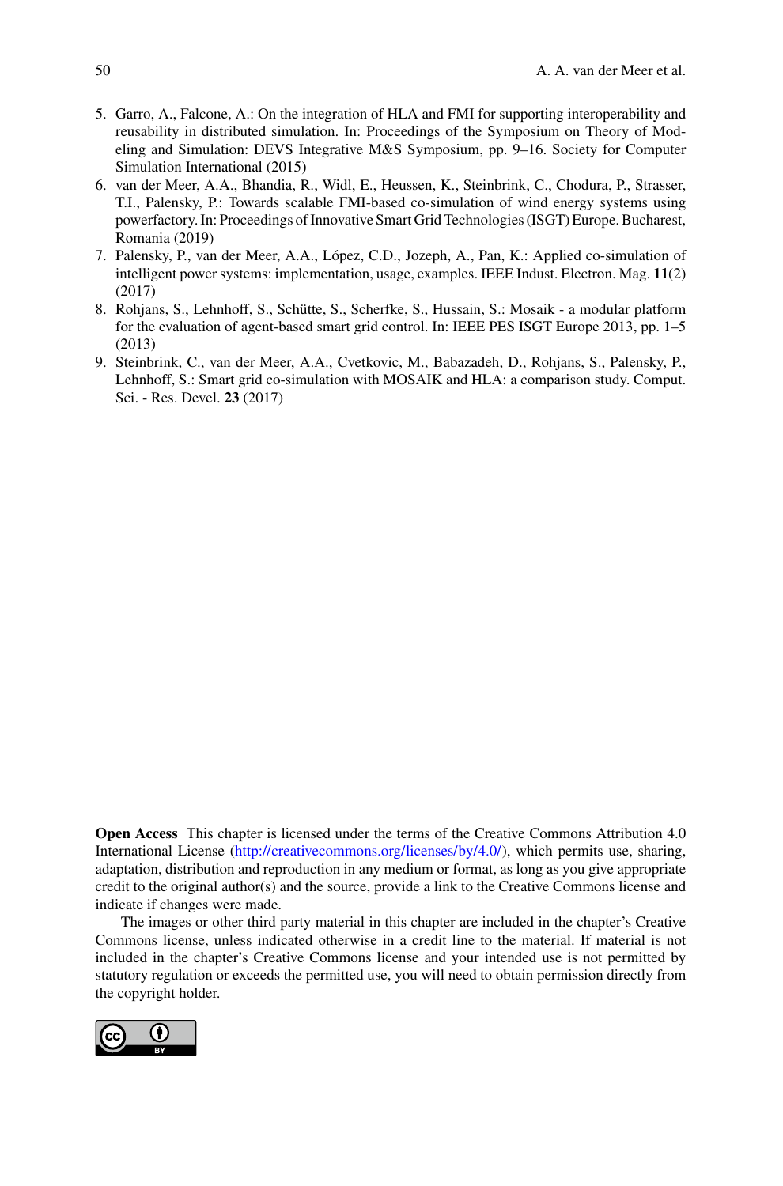5. Garro, A., Falcone, A.: On the integration of HLA and FMI for supporting interoperability and reusability in distributed simulation. In: Proceedings of the Symposium on Theory of Modeling and Simulation: DEVS Integrative M&S Symposium, pp. 9–16. Society for Computer Simulation International (2015)
6. van der Meer, A.A., Bhandia, R., Widl, E., Heussen, K., Steinbrink, C., Chodura, P., Strasser, T.I., Palensky, P.: Towards scalable FMI-based co-simulation of wind energy systems using powerfactory. In: Proceedings of Innovative Smart Grid Technologies (ISGT) Europe. Bucharest, Romania (2019)
7. Palensky, P., van der Meer, A.A., López, C.D., Jozeph, A., Pan, K.: Applied co-simulation of intelligent power systems: implementation, usage, examples. IEEE Indust. Electron. Mag. **11**(2) (2017)
8. Rohjans, S., Lehnhoff, S., Schütte, S., Scherfke, S., Hussain, S.: Mosaik - a modular platform for the evaluation of agent-based smart grid control. In: IEEE PES ISGT Europe 2013, pp. 1–5 (2013)
9. Steinbrink, C., van der Meer, A.A., Cvetkovic, M., Babazadeh, D., Rohjans, S., Palensky, P., Lehnhoff, S.: Smart grid co-simulation with MOSAIK and HLA: a comparison study. Comput. Sci. - Res. Devel. **23** (2017)

**Open Access** This chapter is licensed under the terms of the Creative Commons Attribution 4.0 International License (http://creativecommons.org/licenses/by/4.0/), which permits use, sharing, adaptation, distribution and reproduction in any medium or format, as long as you give appropriate credit to the original author(s) and the source, provide a link to the Creative Commons license and indicate if changes were made.

The images or other third party material in this chapter are included in the chapter's Creative Commons license, unless indicated otherwise in a credit line to the material. If material is not included in the chapter's Creative Commons license and your intended use is not permitted by statutory regulation or exceeds the permitted use, you will need to obtain permission directly from the copyright holder.